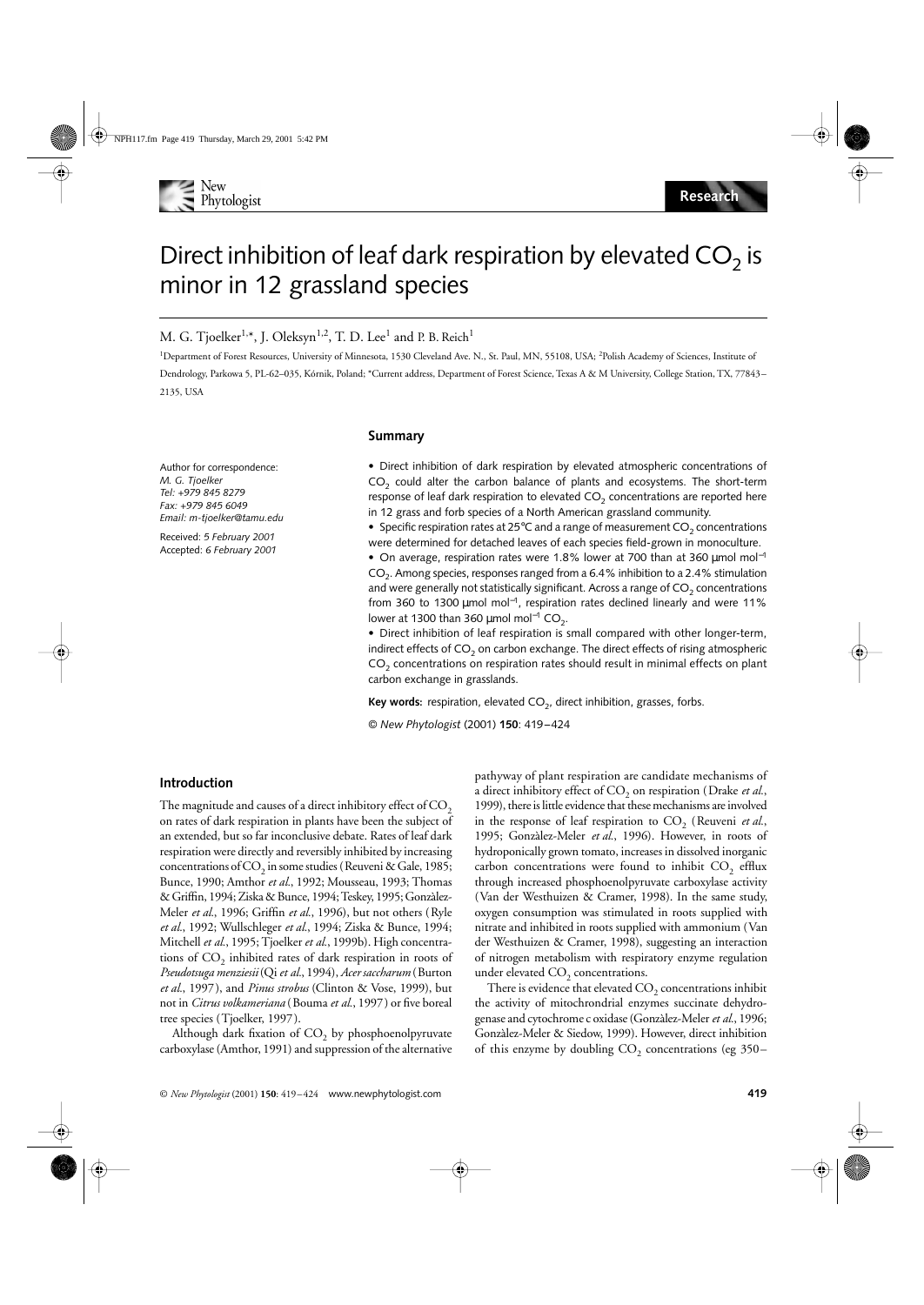# Direct inhibition of leaf dark respiration by elevated $CO_2$ is minor in 12 grassland species

M. G. Tjoelker[1,*], J. Oleksyn[1,2], T. D. Lee[1] and P. B. Reich[1]

[1]Department of Forest Resources, University of Minnesota, 1530 Cleveland Ave. N., St. Paul, MN, 55108, USA; [2]Polish Academy of Sciences, Institute of Dendrology, Parkowa 5, PL-62–035, Kórnik, Poland; *Current address, Department of Forest Science, Texas A & M University, College Station, TX, 77843–2135, USA

Author for correspondence:
*M. G. Tjoelker*
*Tel: +979 845 8279*
*Fax: +979 845 6049*
*Email: m-tjoelker@tamu.edu*

Received: *5 February 2001*
Accepted: *6 February 2001*

## Summary

- Direct inhibition of dark respiration by elevated atmospheric concentrations of $CO_2$ could alter the carbon balance of plants and ecosystems. The short-term response of leaf dark respiration to elevated $CO_2$ concentrations are reported here in 12 grass and forb species of a North American grassland community.
- Specific respiration rates at 25°C and a range of measurement $CO_2$ concentrations were determined for detached leaves of each species field-grown in monoculture.
- On average, respiration rates were 1.8% lower at 700 than at 360 µmol mol$^{-1}$ $CO_2$. Among species, responses ranged from a 6.4% inhibition to a 2.4% stimulation and were generally not statistically significant. Across a range of $CO_2$ concentrations from 360 to 1300 µmol mol$^{-1}$, respiration rates declined linearly and were 11% lower at 1300 than 360 µmol mol$^{-1}$ $CO_2$.
- Direct inhibition of leaf respiration is small compared with other longer-term, indirect effects of $CO_2$ on carbon exchange. The direct effects of rising atmospheric $CO_2$ concentrations on respiration rates should result in minimal effects on plant carbon exchange in grasslands.

**Key words:** respiration, elevated $CO_2$, direct inhibition, grasses, forbs.

© *New Phytologist* (2001) **150**: 419–424

## Introduction

The magnitude and causes of a direct inhibitory effect of $CO_2$ on rates of dark respiration in plants have been the subject of an extended, but so far inconclusive debate. Rates of leaf dark respiration were directly and reversibly inhibited by increasing concentrations of $CO_2$ in some studies (Reuveni & Gale, 1985; Bunce, 1990; Amthor *et al.*, 1992; Mousseau, 1993; Thomas & Griffin, 1994; Ziska & Bunce, 1994; Teskey, 1995; Gonzàlez-Meler *et al.*, 1996; Griffin *et al.*, 1996), but not others (Ryle *et al.*, 1992; Wullschleger *et al.*, 1994; Ziska & Bunce, 1994; Mitchell *et al.*, 1995; Tjoelker *et al.*, 1999b). High concentrations of $CO_2$ inhibited rates of dark respiration in roots of *Pseudotsuga menziesii* (Qi *et al.*, 1994), *Acer saccharum* (Burton *et al.*, 1997), and *Pinus strobus* (Clinton & Vose, 1999), but not in *Citrus volkameriana* (Bouma *et al.*, 1997) or five boreal tree species (Tjoelker, 1997).

Although dark fixation of $CO_2$ by phosphoenolpyruvate carboxylase (Amthor, 1991) and suppression of the alternative pathway of plant respiration are candidate mechanisms of a direct inhibitory effect of $CO_2$ on respiration (Drake *et al.*, 1999), there is little evidence that these mechanisms are involved in the response of leaf respiration to $CO_2$ (Reuveni *et al.*, 1995; Gonzàlez-Meler *et al.*, 1996). However, in roots of hydroponically grown tomato, increases in dissolved inorganic carbon concentrations were found to inhibit $CO_2$ efflux through increased phosphoenolpyruvate carboxylase activity (Van der Westhuizen & Cramer, 1998). In the same study, oxygen consumption was stimulated in roots supplied with nitrate and inhibited in roots supplied with ammonium (Van der Westhuizen & Cramer, 1998), suggesting an interaction of nitrogen metabolism with respiratory enzyme regulation under elevated $CO_2$ concentrations.

There is evidence that elevated $CO_2$ concentrations inhibit the activity of mitochrondrial enzymes succinate dehydrogenase and cytochrome c oxidase (Gonzàlez-Meler *et al.*, 1996; Gonzàlez-Meler & Siedow, 1999). However, direct inhibition of this enzyme by doubling $CO_2$ concentrations (eg 350–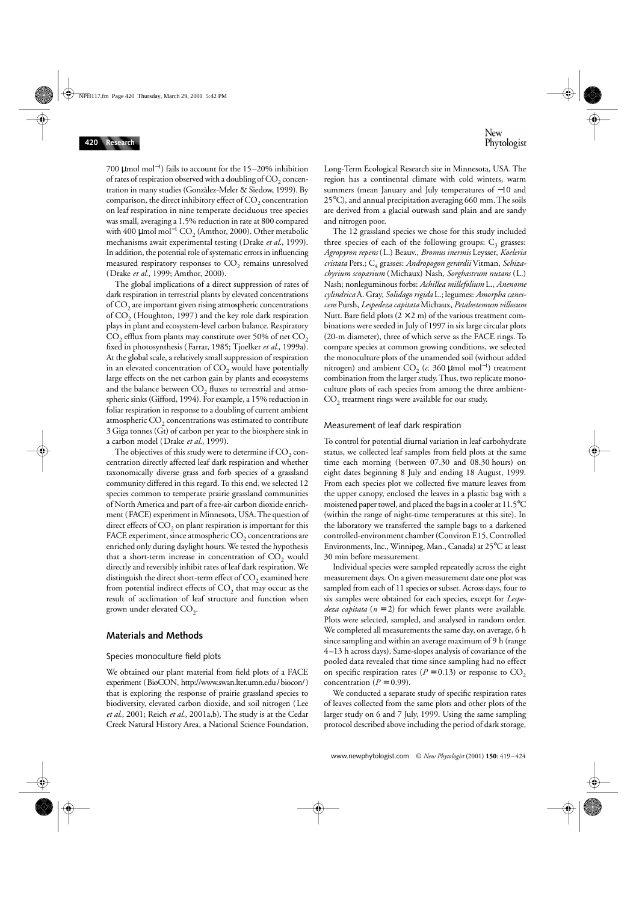700 μmol mol$^{-1}$) fails to account for the 15–20% inhibition of rates of respiration observed with a doubling of $CO_2$ concentration in many studies (Gonzàlez-Meler & Siedow, 1999). By comparison, the direct inhibitory effect of $CO_2$ concentration on leaf respiration in nine temperate deciduous tree species was small, averaging a 1.5% reduction in rate at 800 compared with 400 μmol mol$^{-1}$ $CO_2$ (Amthor, 2000). Other metabolic mechanisms await experimental testing (Drake *et al.*, 1999). In addition, the potential role of systematic errors in influencing measured respiratory responses to $CO_2$ remains unresolved (Drake *et al.*, 1999; Amthor, 2000).

The global implications of a direct suppression of rates of dark respiration in terrestrial plants by elevated concentrations of $CO_2$ are important given rising atmospheric concentrations of $CO_2$ (Houghton, 1997) and the key role dark respiration plays in plant and ecosystem-level carbon balance. Respiratory $CO_2$ efflux from plants may constitute over 50% of net $CO_2$ fixed in photosynthesis (Farrar, 1985; Tjoelker *et al.*, 1999a). At the global scale, a relatively small suppression of respiration in an elevated concentration of $CO_2$ would have potentially large effects on the net carbon gain by plants and ecosystems and the balance between $CO_2$ fluxes to terrestrial and atmospheric sinks (Gifford, 1994). For example, a 15% reduction in foliar respiration in response to a doubling of current ambient atmospheric $CO_2$ concentrations was estimated to contribute 3 Giga tonnes (Gt) of carbon per year to the biosphere sink in a carbon model (Drake *et al.*, 1999).

The objectives of this study were to determine if $CO_2$ concentration directly affected leaf dark respiration and whether taxonomically diverse grass and forb species of a grassland community differed in this regard. To this end, we selected 12 species common to temperate prairie grassland communities of North America and part of a free-air carbon dioxide enrichment (FACE) experiment in Minnesota, USA. The question of direct effects of $CO_2$ on plant respiration is important for this FACE experiment, since atmospheric $CO_2$ concentrations are enriched only during daylight hours. We tested the hypothesis that a short-term increase in concentration of $CO_2$ would directly and reversibly inhibit rates of leaf dark respiration. We distinguish the direct short-term effect of $CO_2$ examined here from potential indirect effects of $CO_2$ that may occur as the result of acclimation of leaf structure and function when grown under elevated $CO_2$.

## Materials and Methods

### Species monoculture field plots

We obtained our plant material from field plots of a FACE experiment (BioCON, http://www.swan.lter.umn.edu/biocon/) that is exploring the response of prairie grassland species to biodiversity, elevated carbon dioxide, and soil nitrogen (Lee *et al.*, 2001; Reich *et al.*, 2001a,b). The study is at the Cedar Creek Natural History Area, a National Science Foundation, Long-Term Ecological Research site in Minnesota, USA. The region has a continental climate with cold winters, warm summers (mean January and July temperatures of −10 and 25°C), and annual precipitation averaging 660 mm. The soils are derived from a glacial outwash sand plain and are sandy and nitrogen poor.

The 12 grassland species we chose for this study included three species of each of the following groups: $C_3$ grasses: *Agropyron repens* (L.) Beauv., *Bromus inermis* Leysser, *Koeleria cristata* Pers.; $C_4$ grasses: *Andropogon gerardii* Vitman, *Schizachyrium scoparium* (Michaux) Nash, *Sorghastrum nutans* (L.) Nash; nonleguminous forbs: *Achillea millefolium* L., *Anenome cylindrica* A. Gray, *Solidago rigida* L.; legumes: *Amorpha canescens* Pursh, *Lespedeza capitata* Michaux, *Petalostemum villosum* Nutt. Bare field plots (2 × 2 m) of the various treatment combinations were seeded in July of 1997 in six large circular plots (20-m diameter), three of which serve as the FACE rings. To compare species at common growing conditions, we selected the monoculture plots of the unamended soil (without added nitrogen) and ambient $CO_2$ (*c.* 360 μmol mol$^{-1}$) treatment combination from the larger study. Thus, two replicate monoculture plots of each species from among the three ambient-$CO_2$ treatment rings were available for our study.

### Measurement of leaf dark respiration

To control for potential diurnal variation in leaf carbohydrate status, we collected leaf samples from field plots at the same time each morning (between 07.30 and 08.30 hours) on eight dates beginning 8 July and ending 18 August, 1999. From each species plot we collected five mature leaves from the upper canopy, enclosed the leaves in a plastic bag with a moistened paper towel, and placed the bags in a cooler at 11.5°C (within the range of night-time temperatures at this site). In the laboratory we transferred the sample bags to a darkened controlled-environment chamber (Conviron E15, Controlled Environments, Inc., Winnipeg, Man., Canada) at 25°C at least 30 min before measurement.

Individual species were sampled repeatedly across the eight measurement days. On a given measurement date one plot was sampled from each of 11 species or subset. Across days, four to six samples were obtained for each species, except for *Lespedeza capitata* ($n = 2$) for which fewer plants were available. Plots were selected, sampled, and analysed in random order. We completed all measurements the same day, on average, 6 h since sampling and within an average maximum of 9 h (range 4–13 h across days). Same-slopes analysis of covariance of the pooled data revealed that time since sampling had no effect on specific respiration rates ($P = 0.13$) or response to $CO_2$ concentration ($P = 0.99$).

We conducted a separate study of specific respiration rates of leaves collected from the same plots and other plots of the larger study on 6 and 7 July, 1999. Using the same sampling protocol described above including the period of dark storage,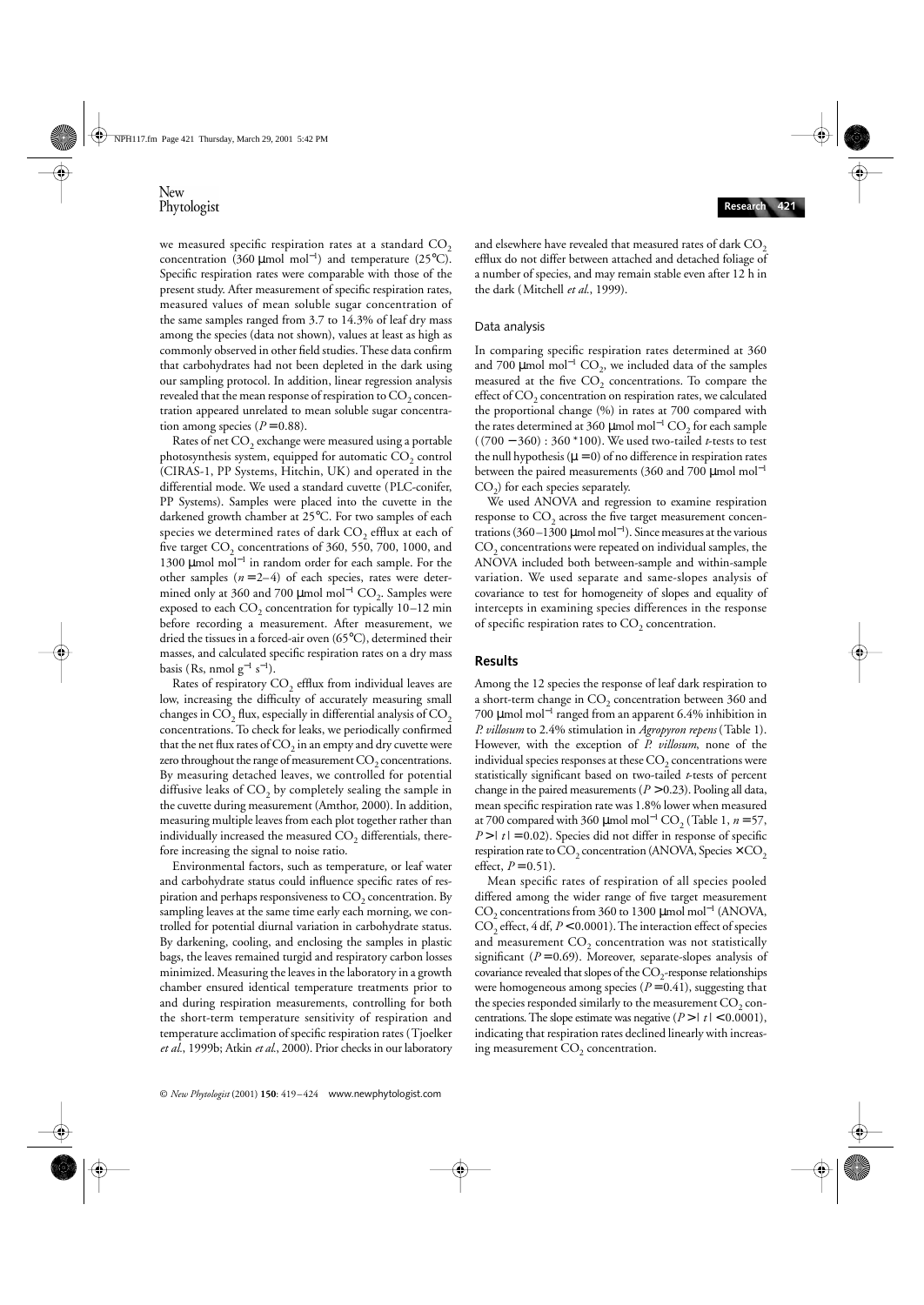we measured specific respiration rates at a standard $CO_2$ concentration (360 µmol mol$^{-1}$) and temperature (25°C). Specific respiration rates were comparable with those of the present study. After measurement of specific respiration rates, measured values of mean soluble sugar concentration of the same samples ranged from 3.7 to 14.3% of leaf dry mass among the species (data not shown), values at least as high as commonly observed in other field studies. These data confirm that carbohydrates had not been depleted in the dark using our sampling protocol. In addition, linear regression analysis revealed that the mean response of respiration to $CO_2$ concentration appeared unrelated to mean soluble sugar concentration among species ($P = 0.88$).

Rates of net $CO_2$ exchange were measured using a portable photosynthesis system, equipped for automatic $CO_2$ control (CIRAS-1, PP Systems, Hitchin, UK) and operated in the differential mode. We used a standard cuvette (PLC-conifer, PP Systems). Samples were placed into the cuvette in the darkened growth chamber at 25°C. For two samples of each species we determined rates of dark $CO_2$ efflux at each of five target $CO_2$ concentrations of 360, 550, 700, 1000, and 1300 µmol mol$^{-1}$ in random order for each sample. For the other samples ($n = 2–4$) of each species, rates were determined only at 360 and 700 µmol mol$^{-1}$ $CO_2$. Samples were exposed to each $CO_2$ concentration for typically 10–12 min before recording a measurement. After measurement, we dried the tissues in a forced-air oven (65°C), determined their masses, and calculated specific respiration rates on a dry mass basis (Rs, nmol g$^{-1}$ s$^{-1}$).

Rates of respiratory $CO_2$ efflux from individual leaves are low, increasing the difficulty of accurately measuring small changes in $CO_2$ flux, especially in differential analysis of $CO_2$ concentrations. To check for leaks, we periodically confirmed that the net flux rates of $CO_2$ in an empty and dry cuvette were zero throughout the range of measurement $CO_2$ concentrations. By measuring detached leaves, we controlled for potential diffusive leaks of $CO_2$ by completely sealing the sample in the cuvette during measurement (Amthor, 2000). In addition, measuring multiple leaves from each plot together rather than individually increased the measured $CO_2$ differentials, therefore increasing the signal to noise ratio.

Environmental factors, such as temperature, or leaf water and carbohydrate status could influence specific rates of respiration and perhaps responsiveness to $CO_2$ concentration. By sampling leaves at the same time early each morning, we controlled for potential diurnal variation in carbohydrate status. By darkening, cooling, and enclosing the samples in plastic bags, the leaves remained turgid and respiratory carbon losses minimized. Measuring the leaves in the laboratory in a growth chamber ensured identical temperature treatments prior to and during respiration measurements, controlling for both the short-term temperature sensitivity of respiration and temperature acclimation of specific respiration rates (Tjoelker *et al.*, 1999b; Atkin *et al.*, 2000). Prior checks in our laboratory and elsewhere have revealed that measured rates of dark $CO_2$ efflux do not differ between attached and detached foliage of a number of species, and may remain stable even after 12 h in the dark (Mitchell *et al.*, 1999).

### Data analysis

In comparing specific respiration rates determined at 360 and 700 µmol mol$^{-1}$ $CO_2$, we included data of the samples measured at the five $CO_2$ concentrations. To compare the effect of $CO_2$ concentration on respiration rates, we calculated the proportional change (%) in rates at 700 compared with the rates determined at 360 µmol mol$^{-1}$ $CO_2$ for each sample ((700 − 360) : 360 *100). We used two-tailed *t*-tests to test the null hypothesis ($\mu = 0$) of no difference in respiration rates between the paired measurements (360 and 700 µmol mol$^{-1}$ $CO_2$) for each species separately.

We used ANOVA and regression to examine respiration response to $CO_2$ across the five target measurement concentrations (360–1300 µmol mol$^{-1}$). Since measures at the various $CO_2$ concentrations were repeated on individual samples, the ANOVA included both between-sample and within-sample variation. We used separate and same-slopes analysis of covariance to test for homogeneity of slopes and equality of intercepts in examining species differences in the response of specific respiration rates to $CO_2$ concentration.

## Results

Among the 12 species the response of leaf dark respiration to a short-term change in $CO_2$ concentration between 360 and 700 µmol mol$^{-1}$ ranged from an apparent 6.4% inhibition in *P. villosum* to 2.4% stimulation in *Agropyron repens* (Table 1). However, with the exception of *P. villosum*, none of the individual species responses at these $CO_2$ concentrations were statistically significant based on two-tailed *t*-tests of percent change in the paired measurements ($P > 0.23$). Pooling all data, mean specific respiration rate was 1.8% lower when measured at 700 compared with 360 µmol mol$^{-1}$ $CO_2$ (Table 1, $n = 57$, $P > |t| = 0.02$). Species did not differ in response of specific respiration rate to $CO_2$ concentration (ANOVA, Species × $CO_2$ effect, $P = 0.51$).

Mean specific rates of respiration of all species pooled differed among the wider range of five target measurement $CO_2$ concentrations from 360 to 1300 µmol mol$^{-1}$ (ANOVA, $CO_2$ effect, 4 df, $P < 0.0001$). The interaction effect of species and measurement $CO_2$ concentration was not statistically significant ($P = 0.69$). Moreover, separate-slopes analysis of covariance revealed that slopes of the $CO_2$-response relationships were homogeneous among species ($P = 0.41$), suggesting that the species responded similarly to the measurement $CO_2$ concentrations. The slope estimate was negative ($P > |t| < 0.0001$), indicating that respiration rates declined linearly with increasing measurement $CO_2$ concentration.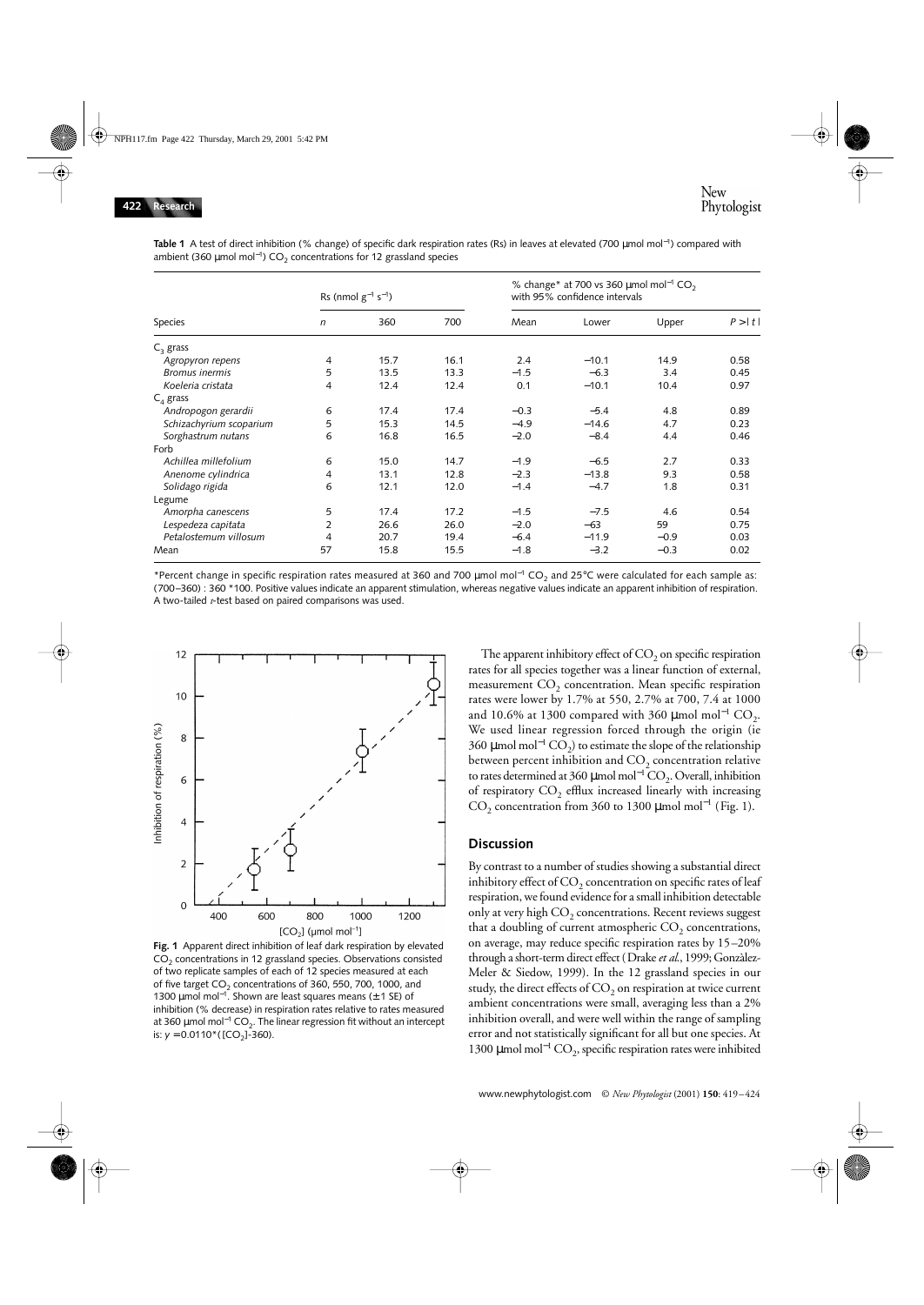**Table 1** A test of direct inhibition (% change) of specific dark respiration rates (Rs) in leaves at elevated (700 μmol mol$^{-1}$) compared with ambient (360 μmol mol$^{-1}$) $CO_2$ concentrations for 12 grassland species

| Species | Rs (nmol g$^{-1}$ s$^{-1}$) | | | % change* at 700 vs 360 μmol mol$^{-1}$ $CO_2$ with 95% confidence intervals | | | |
|---|---|---|---|---|---|---|---|
| | *n* | 360 | 700 | Mean | Lower | Upper | $P > \|t\|$ |
| $C_3$ grass | | | | | | | |
| *Agropyron repens* | 4 | 15.7 | 16.1 | 2.4 | −10.1 | 14.9 | 0.58 |
| *Bromus inermis* | 5 | 13.5 | 13.3 | −1.5 | −6.3 | 3.4 | 0.45 |
| *Koeleria cristata* | 4 | 12.4 | 12.4 | 0.1 | −10.1 | 10.4 | 0.97 |
| $C_4$ grass | | | | | | | |
| *Andropogon gerardii* | 6 | 17.4 | 17.4 | −0.3 | −5.4 | 4.8 | 0.89 |
| *Schizachyrium scoparium* | 5 | 15.3 | 14.5 | −4.9 | −14.6 | 4.7 | 0.23 |
| *Sorghastrum nutans* | 6 | 16.8 | 16.5 | −2.0 | −8.4 | 4.4 | 0.46 |
| Forb | | | | | | | |
| *Achillea millefolium* | 6 | 15.0 | 14.7 | −1.9 | −6.5 | 2.7 | 0.33 |
| *Anenome cylindrica* | 4 | 13.1 | 12.8 | −2.3 | −13.8 | 9.3 | 0.58 |
| *Solidago rigida* | 6 | 12.1 | 12.0 | −1.4 | −4.7 | 1.8 | 0.31 |
| Legume | | | | | | | |
| *Amorpha canescens* | 5 | 17.4 | 17.2 | −1.5 | −7.5 | 4.6 | 0.54 |
| *Lespedeza capitata* | 2 | 26.6 | 26.0 | −2.0 | −63 | 59 | 0.75 |
| *Petalostemum villosum* | 4 | 20.7 | 19.4 | −6.4 | −11.9 | −0.9 | 0.03 |
| Mean | 57 | 15.8 | 15.5 | −1.8 | −3.2 | −0.3 | 0.02 |

*Percent change in specific respiration rates measured at 360 and 700 μmol mol$^{-1}$ $CO_2$ and 25°C were calculated for each sample as: (700–360) : 360 *100. Positive values indicate an apparent stimulation, whereas negative values indicate an apparent inhibition of respiration. A two-tailed *t*-test based on paired comparisons was used.

**Fig. 1** Apparent direct inhibition of leaf dark respiration by elevated $CO_2$ concentrations in 12 grassland species. Observations consisted of two replicate samples of each of 12 species measured at each of five target $CO_2$ concentrations of 360, 550, 700, 1000, and 1300 μmol mol$^{-1}$. Shown are least squares means (±1 SE) of inhibition (% decrease) in respiration rates relative to rates measured at 360 μmol mol$^{-1}$ $CO_2$. The linear regression fit without an intercept is: $y = 0.0110*([CO_2]\text{-}360)$.

The apparent inhibitory effect of $CO_2$ on specific respiration rates for all species together was a linear function of external, measurement $CO_2$ concentration. Mean specific respiration rates were lower by 1.7% at 550, 2.7% at 700, 7.4 at 1000 and 10.6% at 1300 compared with 360 μmol mol$^{-1}$ $CO_2$. We used linear regression forced through the origin (ie 360 μmol mol$^{-1}$ $CO_2$) to estimate the slope of the relationship between percent inhibition and $CO_2$ concentration relative to rates determined at 360 μmol mol$^{-1}$ $CO_2$. Overall, inhibition of respiratory $CO_2$ efflux increased linearly with increasing $CO_2$ concentration from 360 to 1300 μmol mol$^{-1}$ (Fig. 1).

## Discussion

By contrast to a number of studies showing a substantial direct inhibitory effect of $CO_2$ concentration on specific rates of leaf respiration, we found evidence for a small inhibition detectable only at very high $CO_2$ concentrations. Recent reviews suggest that a doubling of current atmospheric $CO_2$ concentrations, on average, may reduce specific respiration rates by 15–20% through a short-term direct effect (Drake *et al.*, 1999; Gonzàlez-Meler & Siedow, 1999). In the 12 grassland species in our study, the direct effects of $CO_2$ on respiration at twice current ambient concentrations were small, averaging less than a 2% inhibition overall, and were well within the range of sampling error and not statistically significant for all but one species. At 1300 μmol mol$^{-1}$ $CO_2$, specific respiration rates were inhibited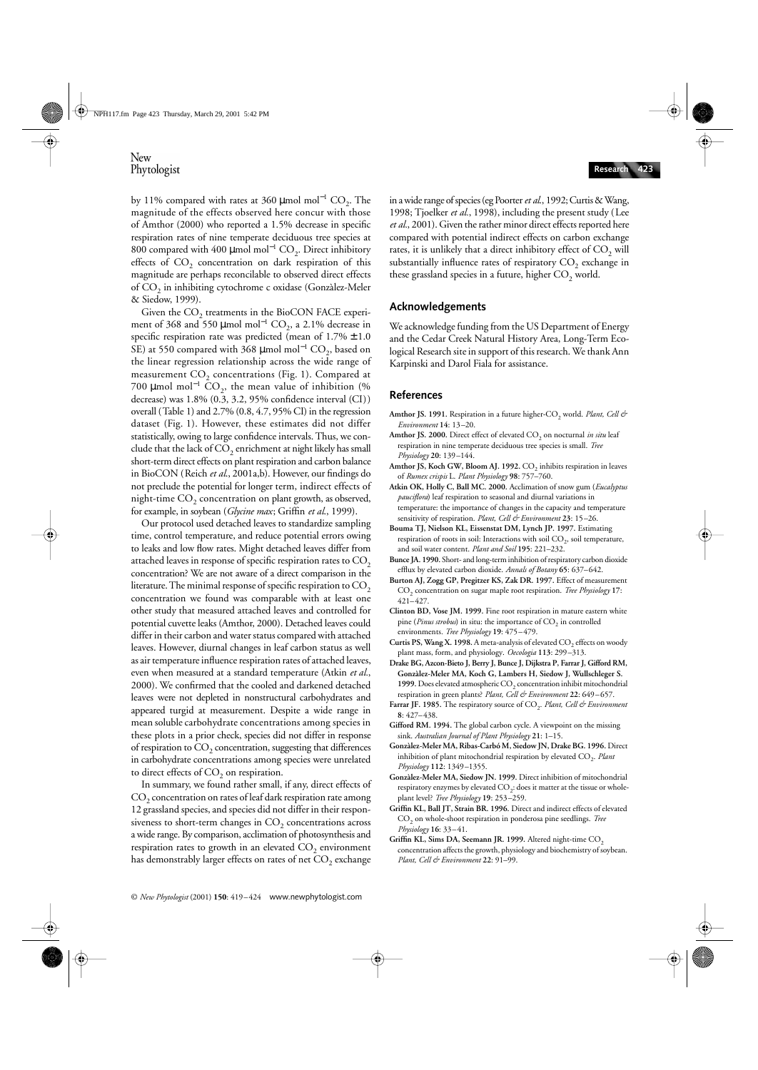by 11% compared with rates at 360 μmol mol$^{-1}$ $CO_2$. The magnitude of the effects observed here concur with those of Amthor (2000) who reported a 1.5% decrease in specific respiration rates of nine temperate deciduous tree species at 800 compared with 400 μmol mol$^{-1}$ $CO_2$. Direct inhibitory effects of $CO_2$ concentration on dark respiration of this magnitude are perhaps reconcilable to observed direct effects of $CO_2$ in inhibiting cytochrome c oxidase (Gonzàlez-Meler & Siedow, 1999).

Given the $CO_2$ treatments in the BioCON FACE experiment of 368 and 550 μmol mol$^{-1}$ $CO_2$, a 2.1% decrease in specific respiration rate was predicted (mean of 1.7% ± 1.0 SE) at 550 compared with 368 μmol mol$^{-1}$ $CO_2$, based on the linear regression relationship across the wide range of measurement $CO_2$ concentrations (Fig. 1). Compared at 700 μmol mol$^{-1}$ $CO_2$, the mean value of inhibition (% decrease) was 1.8% (0.3, 3.2, 95% confidence interval (CI)) overall (Table 1) and 2.7% (0.8, 4.7, 95% CI) in the regression dataset (Fig. 1). However, these estimates did not differ statistically, owing to large confidence intervals. Thus, we conclude that the lack of $CO_2$ enrichment at night likely has small short-term direct effects on plant respiration and carbon balance in BioCON (Reich *et al.*, 2001a,b). However, our findings do not preclude the potential for longer term, indirect effects of night-time $CO_2$ concentration on plant growth, as observed, for example, in soybean (*Glycine max*; Griffin *et al.*, 1999).

Our protocol used detached leaves to standardize sampling time, control temperature, and reduce potential errors owing to leaks and low flow rates. Might detached leaves differ from attached leaves in response of specific respiration rates to $CO_2$ concentration? We are not aware of a direct comparison in the literature. The minimal response of specific respiration to $CO_2$ concentration we found was comparable with at least one other study that measured attached leaves and controlled for potential cuvette leaks (Amthor, 2000). Detached leaves could differ in their carbon and water status compared with attached leaves. However, diurnal changes in leaf carbon status as well as air temperature influence respiration rates of attached leaves, even when measured at a standard temperature (Atkin *et al.*, 2000). We confirmed that the cooled and darkened detached leaves were not depleted in nonstructural carbohydrates and appeared turgid at measurement. Despite a wide range in mean soluble carbohydrate concentrations among species in these plots in a prior check, species did not differ in response of respiration to $CO_2$ concentration, suggesting that differences in carbohydrate concentrations among species were unrelated to direct effects of $CO_2$ on respiration.

In summary, we found rather small, if any, direct effects of $CO_2$ concentration on rates of leaf dark respiration rate among 12 grassland species, and species did not differ in their responsiveness to short-term changes in $CO_2$ concentrations across a wide range. By comparison, acclimation of photosynthesis and respiration rates to growth in an elevated $CO_2$ environment has demonstrably larger effects on rates of net $CO_2$ exchange in a wide range of species (eg Poorter *et al.*, 1992; Curtis & Wang, 1998; Tjoelker *et al.*, 1998), including the present study (Lee *et al.*, 2001). Given the rather minor direct effects reported here compared with potential indirect effects on carbon exchange rates, it is unlikely that a direct inhibitory effect of $CO_2$ will substantially influence rates of respiratory $CO_2$ exchange in these grassland species in a future, higher $CO_2$ world.

## Acknowledgements

We acknowledge funding from the US Department of Energy and the Cedar Creek Natural History Area, Long-Term Ecological Research site in support of this research. We thank Ann Karpinski and Darol Fiala for assistance.

## References

**Amthor JS. 1991.** Respiration in a future higher-$CO_2$ world. *Plant, Cell & Environment* **14**: 13–20.

**Amthor JS. 2000.** Direct effect of elevated $CO_2$ on nocturnal *in situ* leaf respiration in nine temperate deciduous tree species is small. *Tree Physiology* **20**: 139–144.

**Amthor JS, Koch GW, Bloom AJ. 1992.** $CO_2$ inhibits respiration in leaves of *Rumex crispis* L. *Plant Physiology* **98**: 757–760.

**Atkin OK, Holly C, Ball MC. 2000.** Acclimation of snow gum (*Eucalyptus pauciflora*) leaf respiration to seasonal and diurnal variations in temperature: the importance of changes in the capacity and temperature sensitivity of respiration. *Plant, Cell & Environment* **23**: 15–26.

**Bouma TJ, Nielson KL, Eissenstat DM, Lynch JP. 1997.** Estimating respiration of roots in soil: Interactions with soil $CO_2$, soil temperature, and soil water content. *Plant and Soil* **195**: 221–232.

**Bunce JA. 1990.** Short- and long-term inhibition of respiratory carbon dioxide efflux by elevated carbon dioxide. *Annals of Botany* **65**: 637–642.

**Burton AJ, Zogg GP, Pregitzer KS, Zak DR. 1997.** Effect of measurement $CO_2$ concentration on sugar maple root respiration. *Tree Physiology* **17**: 421–427.

**Clinton BD, Vose JM. 1999.** Fine root respiration in mature eastern white pine (*Pinus strobus*) in situ: the importance of $CO_2$ in controlled environments. *Tree Physiology* **19**: 475–479.

**Curtis PS, Wang X. 1998.** A meta-analysis of elevated $CO_2$ effects on woody plant mass, form, and physiology. *Oecologia* **113**: 299–313.

**Drake BG, Azcon-Bieto J, Berry J, Bunce J, Dijkstra P, Farrar J, Gifford RM, Gonzàlez-Meler MA, Koch G, Lambers H, Siedow J, Wullschleger S. 1999.** Does elevated atmospheric $CO_2$ concentration inhibit mitochondrial respiration in green plants? *Plant, Cell & Environment* **22**: 649–657.

**Farrar JF. 1985.** The respiratory source of $CO_2$. *Plant, Cell & Environment* **8**: 427–438.

**Gifford RM. 1994.** The global carbon cycle. A viewpoint on the missing sink. *Australian Journal of Plant Physiology* **21**: 1–15.

**Gonzàlez-Meler MA, Ribas-Carbó M, Siedow JN, Drake BG. 1996.** Direct inhibition of plant mitochondrial respiration by elevated $CO_2$. *Plant Physiology* **112**: 1349–1355.

**Gonzàlez-Meler MA, Siedow JN. 1999.** Direct inhibition of mitochondrial respiratory enzymes by elevated $CO_2$: does it matter at the tissue or whole-plant level? *Tree Physiology* **19**: 253–259.

**Griffin KL, Ball JT, Strain BR. 1996.** Direct and indirect effects of elevated $CO_2$ on whole-shoot respiration in ponderosa pine seedlings. *Tree Physiology* **16**: 33–41.

**Griffin KL, Sims DA, Seemann JR. 1999.** Altered night-time $CO_2$ concentration affects the growth, physiology and biochemistry of soybean. *Plant, Cell & Environment* **22**: 91–99.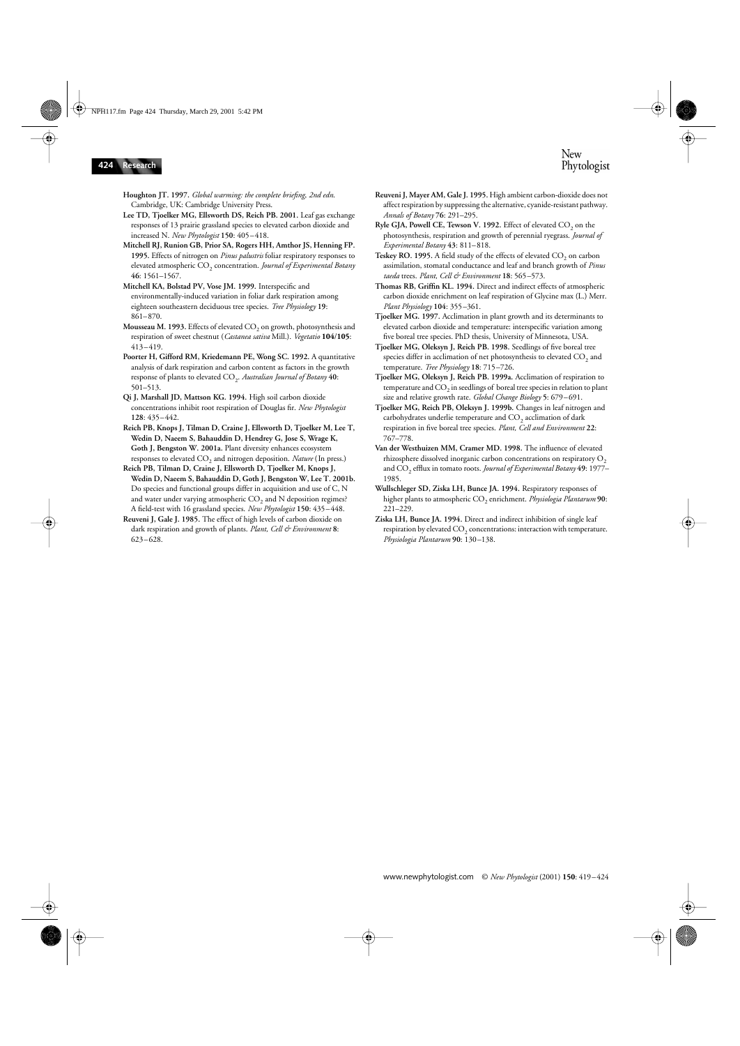**Houghton JT. 1997.** *Global warming: the complete briefing, 2nd edn.* Cambridge, UK: Cambridge University Press.

**Lee TD, Tjoelker MG, Ellsworth DS, Reich PB. 2001.** Leaf gas exchange responses of 13 prairie grassland species to elevated carbon dioxide and increased N. *New Phytologist* **150**: 405–418.

**Mitchell RJ, Runion GB, Prior SA, Rogers HH, Amthor JS, Henning FP. 1995.** Effects of nitrogen on *Pinus palustris* foliar respiratory responses to elevated atmospheric $CO_2$ concentration. *Journal of Experimental Botany* **46**: 1561–1567.

**Mitchell KA, Bolstad PV, Vose JM. 1999.** Interspecific and environmentally-induced variation in foliar dark respiration among eighteen southeastern deciduous tree species. *Tree Physiology* **19**: 861–870.

**Mousseau M. 1993.** Effects of elevated $CO_2$ on growth, photosynthesis and respiration of sweet chestnut (*Castanea sativa* Mill.). *Vegetatio* **104/105**: 413–419.

**Poorter H, Gifford RM, Kriedemann PE, Wong SC. 1992.** A quantitative analysis of dark respiration and carbon content as factors in the growth response of plants to elevated $CO_2$. *Australian Journal of Botany* **40**: 501–513.

**Qi J, Marshall JD, Mattson KG. 1994.** High soil carbon dioxide concentrations inhibit root respiration of Douglas fir. *New Phytologist* **128**: 435–442.

**Reich PB, Knops J, Tilman D, Craine J, Ellsworth D, Tjoelker M, Lee T, Wedin D, Naeem S, Bahauddin D, Hendrey G, Jose S, Wrage K, Goth J, Bengston W. 2001a.** Plant diversity enhances ecosystem responses to elevated $CO_2$ and nitrogen deposition. *Nature* (In press.)

**Reich PB, Tilman D, Craine J, Ellsworth D, Tjoelker M, Knops J, Wedin D, Naeem S, Bahauddin D, Goth J, Bengston W, Lee T. 2001b.** Do species and functional groups differ in acquisition and use of C, N and water under varying atmospheric $CO_2$ and N deposition regimes? A field-test with 16 grassland species. *New Phytologist* **150**: 435–448.

**Reuveni J, Gale J. 1985.** The effect of high levels of carbon dioxide on dark respiration and growth of plants. *Plant, Cell & Environment* **8**: 623–628.

**Reuveni J, Mayer AM, Gale J. 1995.** High ambient carbon-dioxide does not affect respiration by suppressing the alternative, cyanide-resistant pathway. *Annals of Botany* **76**: 291–295.

**Ryle GJA, Powell CE, Tewson V. 1992.** Effect of elevated $CO_2$ on the photosynthesis, respiration and growth of perennial ryegrass. *Journal of Experimental Botany* **43**: 811–818.

**Teskey RO. 1995.** A field study of the effects of elevated $CO_2$ on carbon assimilation, stomatal conductance and leaf and branch growth of *Pinus taeda* trees. *Plant, Cell & Environment* **18**: 565–573.

**Thomas RB, Griffin KL. 1994.** Direct and indirect effects of atmospheric carbon dioxide enrichment on leaf respiration of Glycine max (L.) Merr. *Plant Physiology* **104**: 355–361.

**Tjoelker MG. 1997.** Acclimation in plant growth and its determinants to elevated carbon dioxide and temperature: interspecific variation among five boreal tree species. PhD thesis, University of Minnesota, USA.

**Tjoelker MG, Oleksyn J, Reich PB. 1998.** Seedlings of five boreal tree species differ in acclimation of net photosynthesis to elevated $CO_2$ and temperature. *Tree Physiology* **18**: 715–726.

**Tjoelker MG, Oleksyn J, Reich PB. 1999a.** Acclimation of respiration to temperature and $CO_2$ in seedlings of boreal tree species in relation to plant size and relative growth rate. *Global Change Biology* **5**: 679–691.

**Tjoelker MG, Reich PB, Oleksyn J. 1999b.** Changes in leaf nitrogen and carbohydrates underlie temperature and $CO_2$ acclimation of dark respiration in five boreal tree species. *Plant, Cell and Environment* **22**: 767–778.

**Van der Westhuizen MM, Cramer MD. 1998.** The influence of elevated rhizosphere dissolved inorganic carbon concentrations on respiratory $O_2$ and $CO_2$ efflux in tomato roots. *Journal of Experimental Botany* **49**: 1977–1985.

**Wullschleger SD, Ziska LH, Bunce JA. 1994.** Respiratory responses of higher plants to atmospheric $CO_2$ enrichment. *Physiologia Plantarum* **90**: 221–229.

**Ziska LH, Bunce JA. 1994.** Direct and indirect inhibition of single leaf respiration by elevated $CO_2$ concentrations: interaction with temperature. *Physiologia Plantarum* **90**: 130–138.